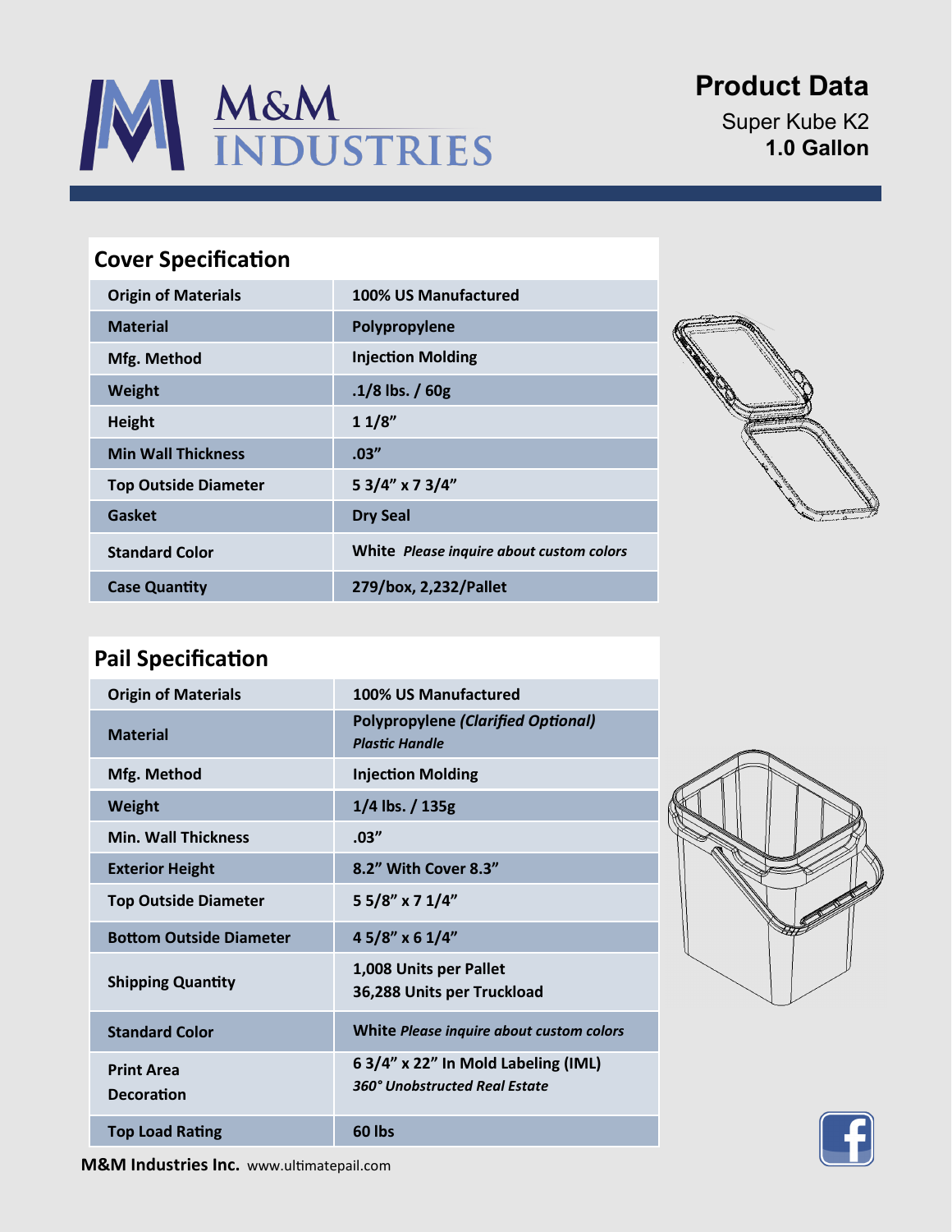# M&M INDUSTRIES

## Product Data

Super Kube K2
**1.0 Gallon**

## Cover Specification

| | |
|---|---|
| **Origin of Materials** | **100% US Manufactured** |
| **Material** | **Polypropylene** |
| **Mfg. Method** | **Injection Molding** |
| **Weight** | **.1/8 lbs. / 60g** |
| **Height** | **1 1/8"** |
| **Min Wall Thickness** | **.03"** |
| **Top Outside Diameter** | **5 3/4" x 7 3/4"** |
| **Gasket** | **Dry Seal** |
| **Standard Color** | **White** ***Please inquire about custom colors*** |
| **Case Quantity** | **279/box, 2,232/Pallet** |

## Pail Specification

| | |
|---|---|
| **Origin of Materials** | **100% US Manufactured** |
| **Material** | **Polypropylene** ***(Clarified Optional)*** ***Plastic Handle*** |
| **Mfg. Method** | **Injection Molding** |
| **Weight** | **1/4 lbs. / 135g** |
| **Min. Wall Thickness** | **.03"** |
| **Exterior Height** | **8.2" With Cover 8.3"** |
| **Top Outside Diameter** | **5 5/8" x 7 1/4"** |
| **Bottom Outside Diameter** | **4 5/8" x 6 1/4"** |
| **Shipping Quantity** | **1,008 Units per Pallet** **36,288 Units per Truckload** |
| **Standard Color** | **White** ***Please inquire about custom colors*** |
| **Print Area Decoration** | **6 3/4" x 22" In Mold Labeling (IML)** ***360° Unobstructed Real Estate*** |
| **Top Load Rating** | **60 lbs** |

**M&M Industries Inc.** www.ultimatepail.com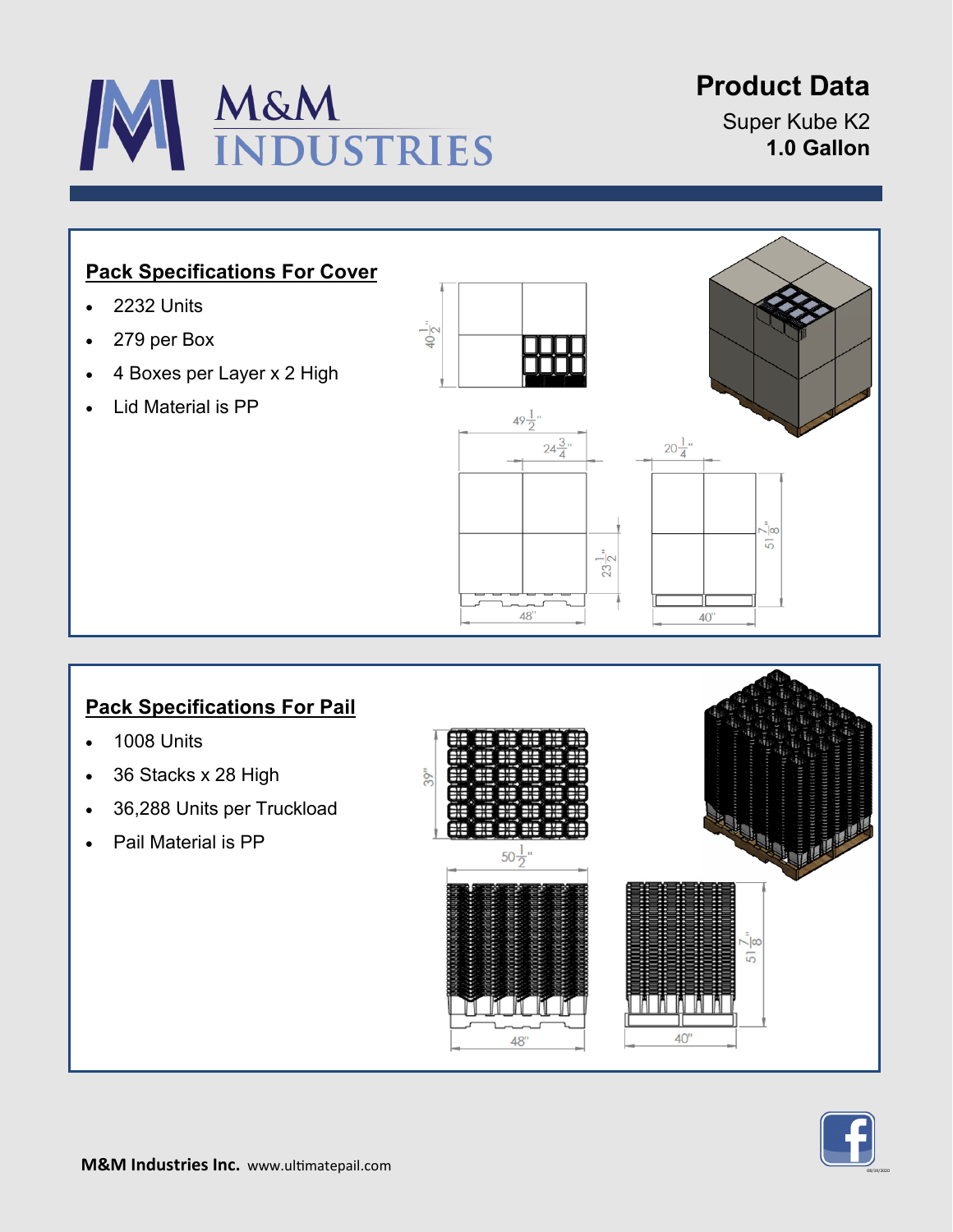# M&M INDUSTRIES

## Product Data

Super Kube K2

**1.0 Gallon**

### Pack Specifications For Cover

- 2232 Units
- 279 per Box
- 4 Boxes per Layer x 2 High
- Lid Material is PP

$40\frac{1}{2}$"

$49\frac{1}{2}$"

$24\frac{3}{4}$"

$20\frac{1}{4}$"

$23\frac{1}{2}$"

$51\frac{7}{8}$"

48"

40"

### Pack Specifications For Pail

- 1008 Units
- 36 Stacks x 28 High
- 36,288 Units per Truckload
- Pail Material is PP

39"

$50\frac{1}{2}$"

$51\frac{7}{8}$"

48"

40"

**M&M Industries Inc.** www.ultimatepail.com